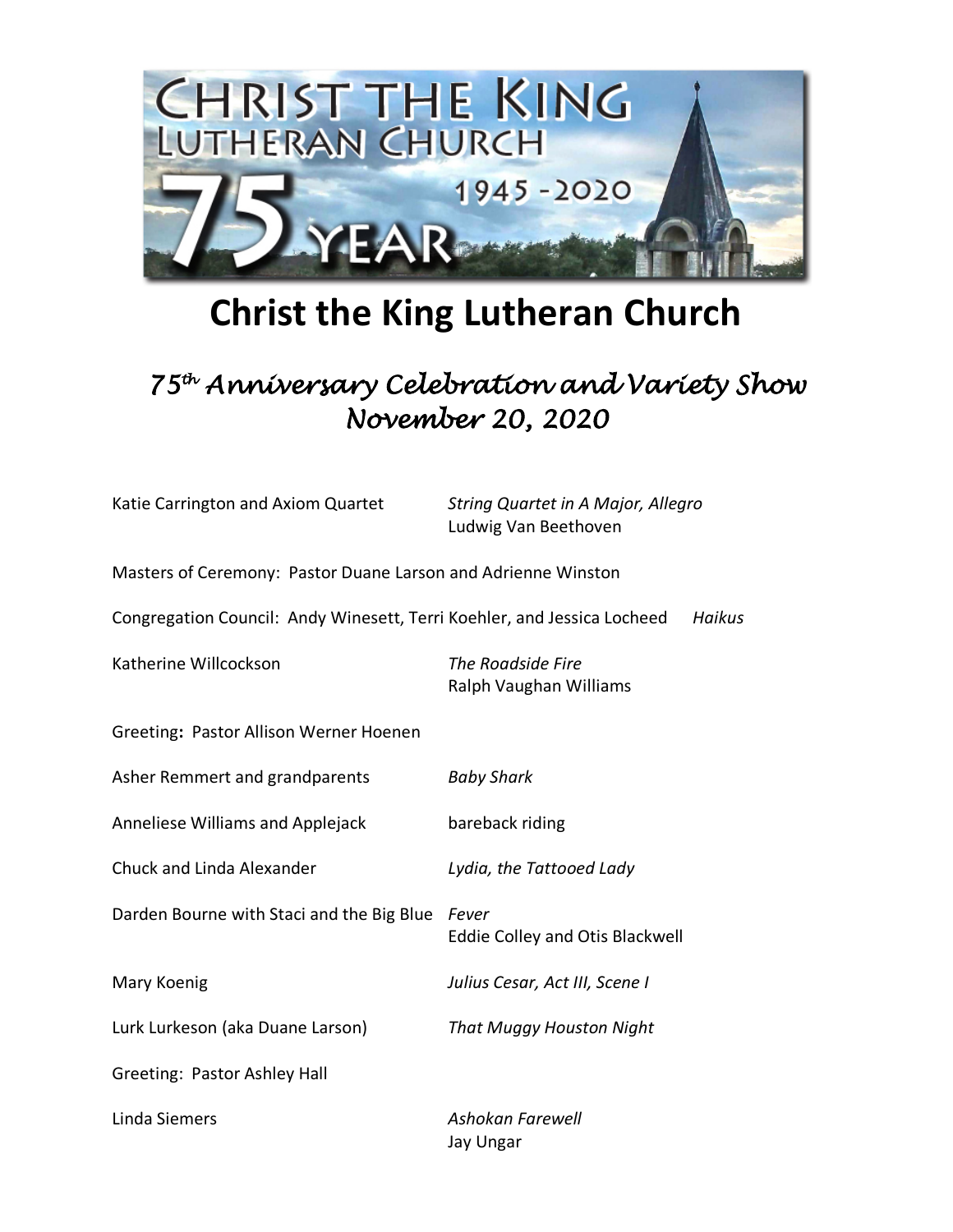# Christ the King Lutheran Church

## *75th Anniversary Celebration and Variety Show*
## *November 20, 2020*

Katie Carrington and Axiom Quartet — *String Quartet in A Major, Allegro*
Ludwig Van Beethoven

Masters of Ceremony: Pastor Duane Larson and Adrienne Winston

Congregation Council: Andy Winesett, Terri Koehler, and Jessica Locheed — *Haikus*

Katherine Willcockson — *The Roadside Fire*
Ralph Vaughan Williams

Greeting**:** Pastor Allison Werner Hoenen

Asher Remmert and grandparents — *Baby Shark*

Anneliese Williams and Applejack — bareback riding

Chuck and Linda Alexander — *Lydia, the Tattooed Lady*

Darden Bourne with Staci and the Big Blue — *Fever*
Eddie Colley and Otis Blackwell

Mary Koenig — *Julius Cesar, Act III, Scene I*

Lurk Lurkeson (aka Duane Larson) — *That Muggy Houston Night*

Greeting: Pastor Ashley Hall

Linda Siemers — *Ashokan Farewell*
Jay Ungar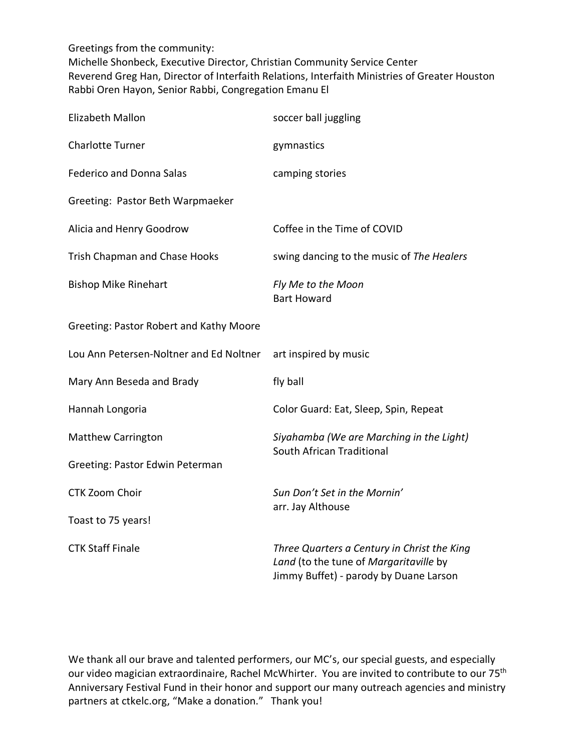Greetings from the community:
Michelle Shonbeck, Executive Director, Christian Community Service Center
Reverend Greg Han, Director of Interfaith Relations, Interfaith Ministries of Greater Houston
Rabbi Oren Hayon, Senior Rabbi, Congregation Emanu El

| | |
|---|---|
| Elizabeth Mallon | soccer ball juggling |
| Charlotte Turner | gymnastics |
| Federico and Donna Salas | camping stories |
| Greeting: Pastor Beth Warpmaeker | |
| Alicia and Henry Goodrow | Coffee in the Time of COVID |
| Trish Chapman and Chase Hooks | swing dancing to the music of *The Healers* |
| Bishop Mike Rinehart | *Fly Me to the Moon* Bart Howard |
| Greeting: Pastor Robert and Kathy Moore | |
| Lou Ann Petersen-Noltner and Ed Noltner | art inspired by music |
| Mary Ann Beseda and Brady | fly ball |
| Hannah Longoria | Color Guard: Eat, Sleep, Spin, Repeat |
| Matthew Carrington | *Siyahamba (We are Marching in the Light)* South African Traditional |
| Greeting: Pastor Edwin Peterman | |
| CTK Zoom Choir | *Sun Don't Set in the Mornin'* arr. Jay Althouse |
| Toast to 75 years! | |
| CTK Staff Finale | *Three Quarters a Century in Christ the King Land* (to the tune of *Margaritaville* by Jimmy Buffet) - parody by Duane Larson |

We thank all our brave and talented performers, our MC's, our special guests, and especially our video magician extraordinaire, Rachel McWhirter. You are invited to contribute to our 75th Anniversary Festival Fund in their honor and support our many outreach agencies and ministry partners at ctkelc.org, "Make a donation." Thank you!